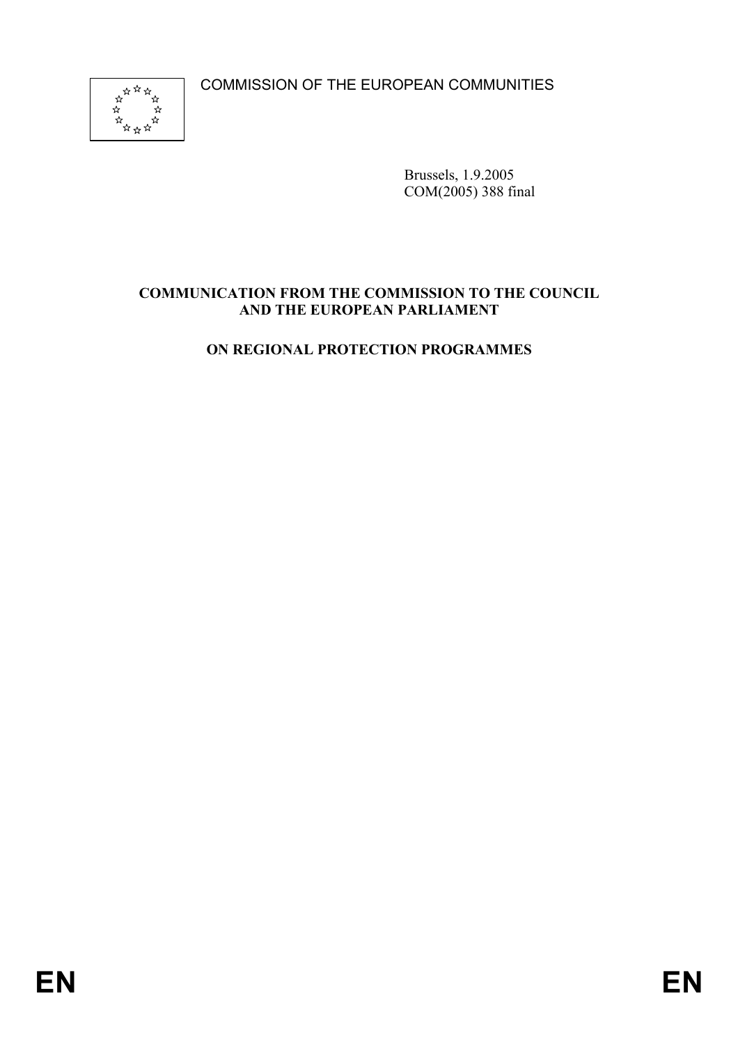COMMISSION OF THE EUROPEAN COMMUNITIES

Brussels, 1.9.2005
COM(2005) 388 final

**COMMUNICATION FROM THE COMMISSION TO THE COUNCIL AND THE EUROPEAN PARLIAMENT**

**ON REGIONAL PROTECTION PROGRAMMES**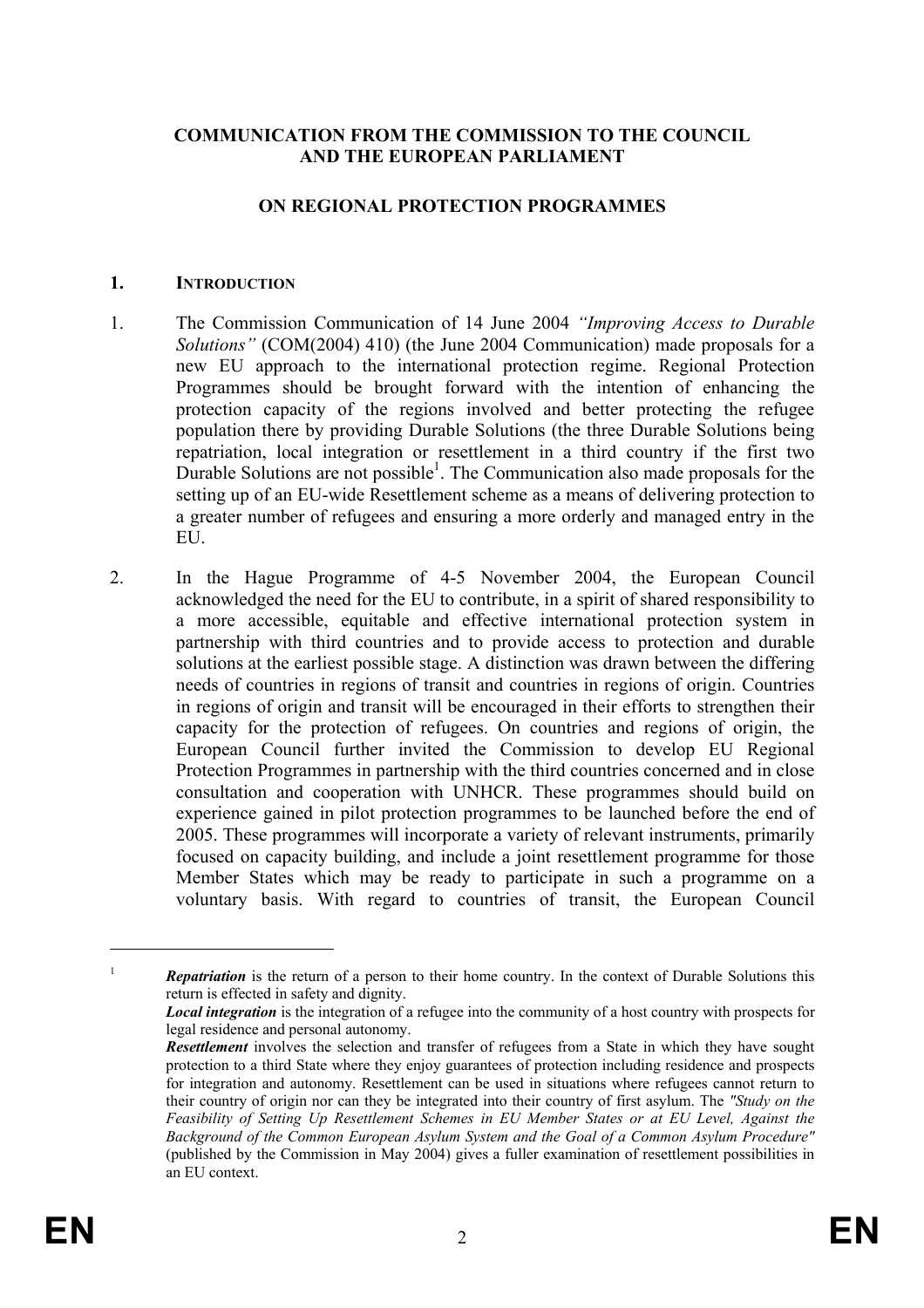**COMMUNICATION FROM THE COMMISSION TO THE COUNCIL AND THE EUROPEAN PARLIAMENT**

**ON REGIONAL PROTECTION PROGRAMMES**

## 1. INTRODUCTION

1. The Commission Communication of 14 June 2004 *"Improving Access to Durable Solutions"* (COM(2004) 410) (the June 2004 Communication) made proposals for a new EU approach to the international protection regime. Regional Protection Programmes should be brought forward with the intention of enhancing the protection capacity of the regions involved and better protecting the refugee population there by providing Durable Solutions (the three Durable Solutions being repatriation, local integration or resettlement in a third country if the first two Durable Solutions are not possible[1]. The Communication also made proposals for the setting up of an EU-wide Resettlement scheme as a means of delivering protection to a greater number of refugees and ensuring a more orderly and managed entry in the EU.

2. In the Hague Programme of 4-5 November 2004, the European Council acknowledged the need for the EU to contribute, in a spirit of shared responsibility to a more accessible, equitable and effective international protection system in partnership with third countries and to provide access to protection and durable solutions at the earliest possible stage. A distinction was drawn between the differing needs of countries in regions of transit and countries in regions of origin. Countries in regions of origin and transit will be encouraged in their efforts to strengthen their capacity for the protection of refugees. On countries and regions of origin, the European Council further invited the Commission to develop EU Regional Protection Programmes in partnership with the third countries concerned and in close consultation and cooperation with UNHCR. These programmes should build on experience gained in pilot protection programmes to be launched before the end of 2005. These programmes will incorporate a variety of relevant instruments, primarily focused on capacity building, and include a joint resettlement programme for those Member States which may be ready to participate in such a programme on a voluntary basis. With regard to countries of transit, the European Council

---

[1] ***Repatriation*** is the return of a person to their home country. In the context of Durable Solutions this return is effected in safety and dignity.
***Local integration*** is the integration of a refugee into the community of a host country with prospects for legal residence and personal autonomy.
***Resettlement*** involves the selection and transfer of refugees from a State in which they have sought protection to a third State where they enjoy guarantees of protection including residence and prospects for integration and autonomy. Resettlement can be used in situations where refugees cannot return to their country of origin nor can they be integrated into their country of first asylum. The *"Study on the Feasibility of Setting Up Resettlement Schemes in EU Member States or at EU Level, Against the Background of the Common European Asylum System and the Goal of a Common Asylum Procedure"* (published by the Commission in May 2004) gives a fuller examination of resettlement possibilities in an EU context.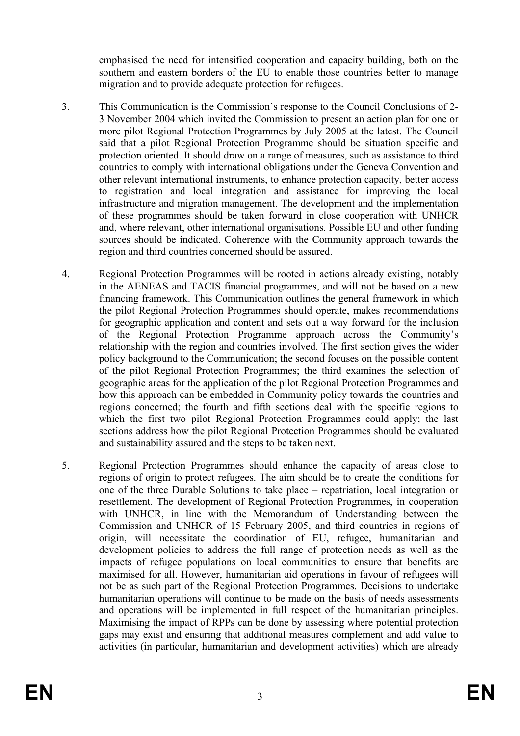emphasised the need for intensified cooperation and capacity building, both on the southern and eastern borders of the EU to enable those countries better to manage migration and to provide adequate protection for refugees.

3. This Communication is the Commission's response to the Council Conclusions of 2-3 November 2004 which invited the Commission to present an action plan for one or more pilot Regional Protection Programmes by July 2005 at the latest. The Council said that a pilot Regional Protection Programme should be situation specific and protection oriented. It should draw on a range of measures, such as assistance to third countries to comply with international obligations under the Geneva Convention and other relevant international instruments, to enhance protection capacity, better access to registration and local integration and assistance for improving the local infrastructure and migration management. The development and the implementation of these programmes should be taken forward in close cooperation with UNHCR and, where relevant, other international organisations. Possible EU and other funding sources should be indicated. Coherence with the Community approach towards the region and third countries concerned should be assured.

4. Regional Protection Programmes will be rooted in actions already existing, notably in the AENEAS and TACIS financial programmes, and will not be based on a new financing framework. This Communication outlines the general framework in which the pilot Regional Protection Programmes should operate, makes recommendations for geographic application and content and sets out a way forward for the inclusion of the Regional Protection Programme approach across the Community's relationship with the region and countries involved. The first section gives the wider policy background to the Communication; the second focuses on the possible content of the pilot Regional Protection Programmes; the third examines the selection of geographic areas for the application of the pilot Regional Protection Programmes and how this approach can be embedded in Community policy towards the countries and regions concerned; the fourth and fifth sections deal with the specific regions to which the first two pilot Regional Protection Programmes could apply; the last sections address how the pilot Regional Protection Programmes should be evaluated and sustainability assured and the steps to be taken next.

5. Regional Protection Programmes should enhance the capacity of areas close to regions of origin to protect refugees. The aim should be to create the conditions for one of the three Durable Solutions to take place – repatriation, local integration or resettlement. The development of Regional Protection Programmes, in cooperation with UNHCR, in line with the Memorandum of Understanding between the Commission and UNHCR of 15 February 2005, and third countries in regions of origin, will necessitate the coordination of EU, refugee, humanitarian and development policies to address the full range of protection needs as well as the impacts of refugee populations on local communities to ensure that benefits are maximised for all. However, humanitarian aid operations in favour of refugees will not be as such part of the Regional Protection Programmes. Decisions to undertake humanitarian operations will continue to be made on the basis of needs assessments and operations will be implemented in full respect of the humanitarian principles. Maximising the impact of RPPs can be done by assessing where potential protection gaps may exist and ensuring that additional measures complement and add value to activities (in particular, humanitarian and development activities) which are already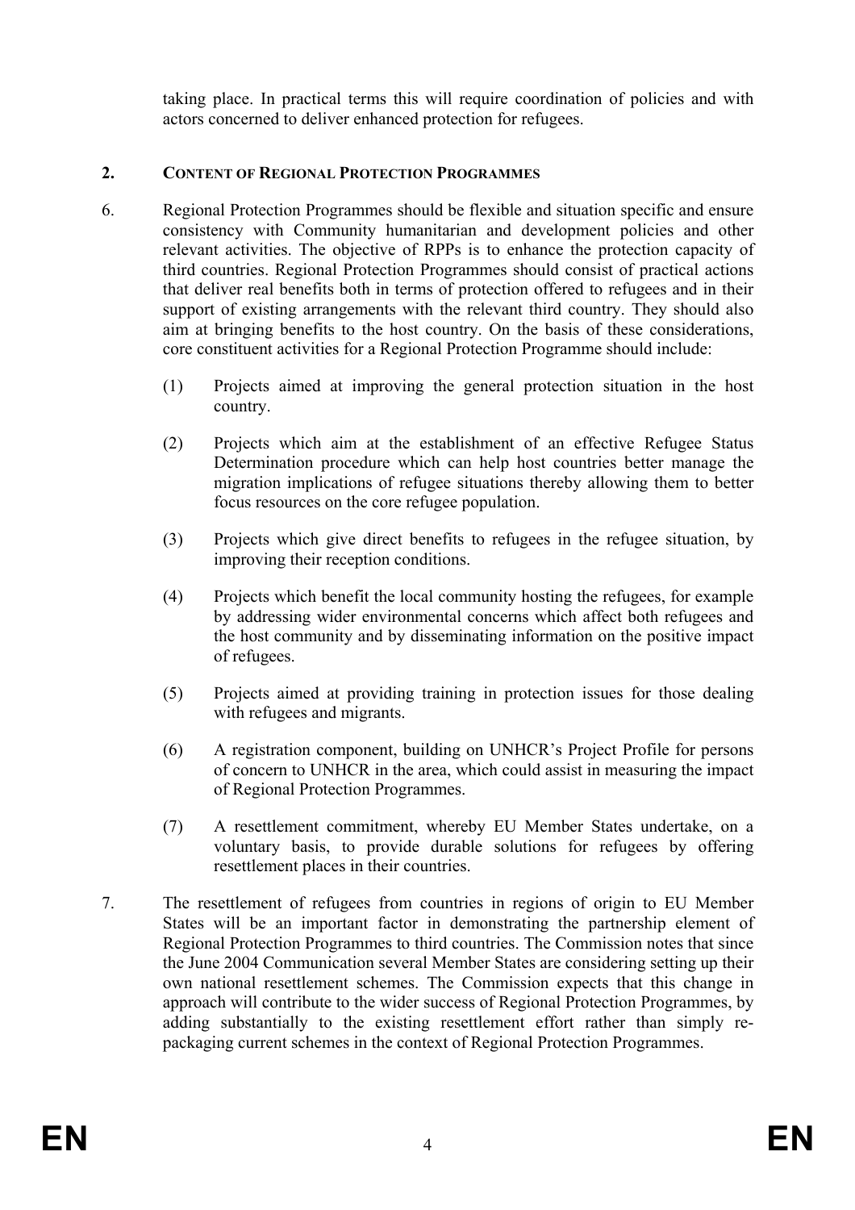taking place. In practical terms this will require coordination of policies and with actors concerned to deliver enhanced protection for refugees.

## 2. CONTENT OF REGIONAL PROTECTION PROGRAMMES

6. Regional Protection Programmes should be flexible and situation specific and ensure consistency with Community humanitarian and development policies and other relevant activities. The objective of RPPs is to enhance the protection capacity of third countries. Regional Protection Programmes should consist of practical actions that deliver real benefits both in terms of protection offered to refugees and in their support of existing arrangements with the relevant third country. They should also aim at bringing benefits to the host country. On the basis of these considerations, core constituent activities for a Regional Protection Programme should include:

   (1) Projects aimed at improving the general protection situation in the host country.

   (2) Projects which aim at the establishment of an effective Refugee Status Determination procedure which can help host countries better manage the migration implications of refugee situations thereby allowing them to better focus resources on the core refugee population.

   (3) Projects which give direct benefits to refugees in the refugee situation, by improving their reception conditions.

   (4) Projects which benefit the local community hosting the refugees, for example by addressing wider environmental concerns which affect both refugees and the host community and by disseminating information on the positive impact of refugees.

   (5) Projects aimed at providing training in protection issues for those dealing with refugees and migrants.

   (6) A registration component, building on UNHCR's Project Profile for persons of concern to UNHCR in the area, which could assist in measuring the impact of Regional Protection Programmes.

   (7) A resettlement commitment, whereby EU Member States undertake, on a voluntary basis, to provide durable solutions for refugees by offering resettlement places in their countries.

7. The resettlement of refugees from countries in regions of origin to EU Member States will be an important factor in demonstrating the partnership element of Regional Protection Programmes to third countries. The Commission notes that since the June 2004 Communication several Member States are considering setting up their own national resettlement schemes. The Commission expects that this change in approach will contribute to the wider success of Regional Protection Programmes, by adding substantially to the existing resettlement effort rather than simply re-packaging current schemes in the context of Regional Protection Programmes.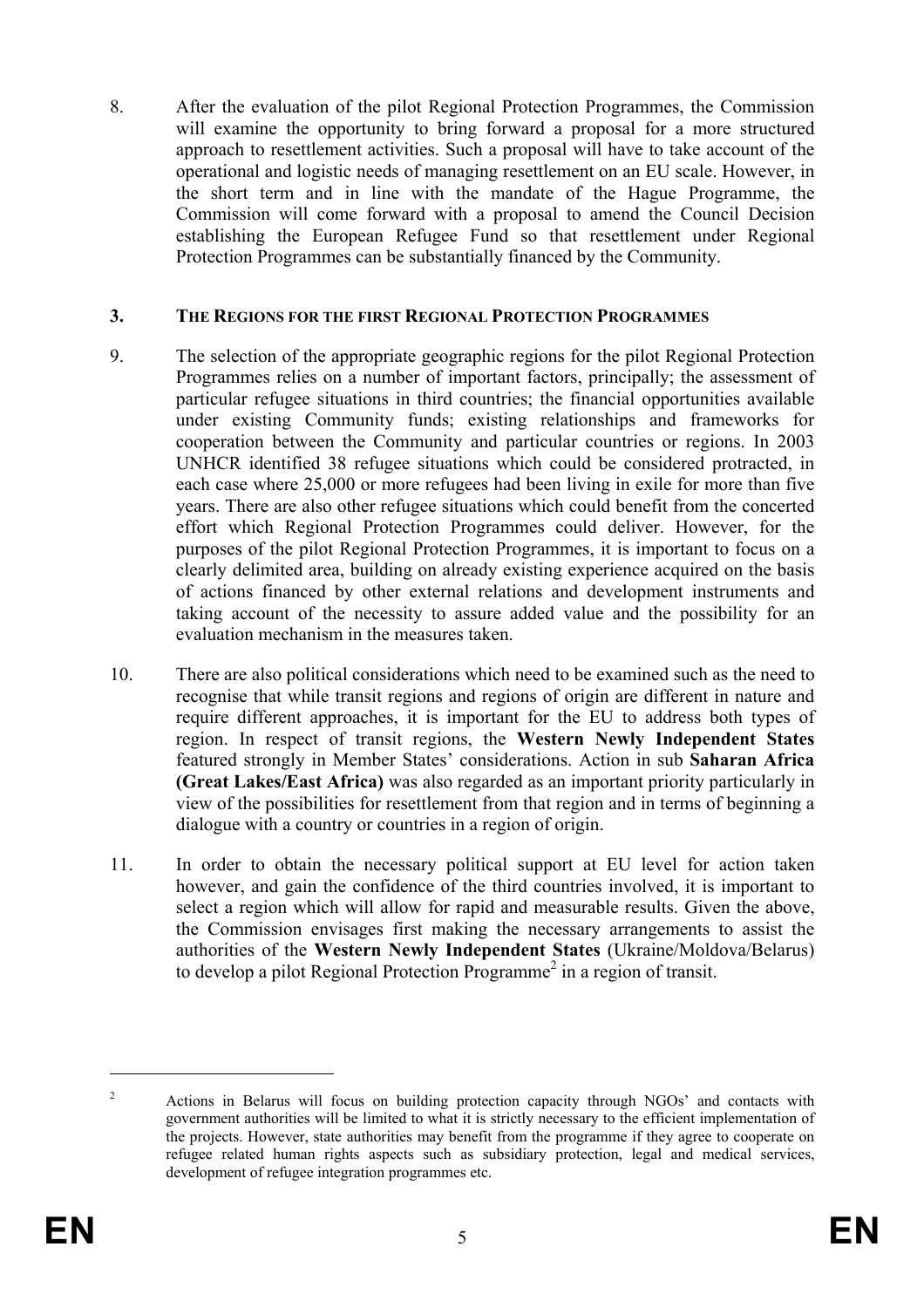8. After the evaluation of the pilot Regional Protection Programmes, the Commission will examine the opportunity to bring forward a proposal for a more structured approach to resettlement activities. Such a proposal will have to take account of the operational and logistic needs of managing resettlement on an EU scale. However, in the short term and in line with the mandate of the Hague Programme, the Commission will come forward with a proposal to amend the Council Decision establishing the European Refugee Fund so that resettlement under Regional Protection Programmes can be substantially financed by the Community.

## 3. THE REGIONS FOR THE FIRST REGIONAL PROTECTION PROGRAMMES

9. The selection of the appropriate geographic regions for the pilot Regional Protection Programmes relies on a number of important factors, principally; the assessment of particular refugee situations in third countries; the financial opportunities available under existing Community funds; existing relationships and frameworks for cooperation between the Community and particular countries or regions. In 2003 UNHCR identified 38 refugee situations which could be considered protracted, in each case where 25,000 or more refugees had been living in exile for more than five years. There are also other refugee situations which could benefit from the concerted effort which Regional Protection Programmes could deliver. However, for the purposes of the pilot Regional Protection Programmes, it is important to focus on a clearly delimited area, building on already existing experience acquired on the basis of actions financed by other external relations and development instruments and taking account of the necessity to assure added value and the possibility for an evaluation mechanism in the measures taken.

10. There are also political considerations which need to be examined such as the need to recognise that while transit regions and regions of origin are different in nature and require different approaches, it is important for the EU to address both types of region. In respect of transit regions, the **Western Newly Independent States** featured strongly in Member States' considerations. Action in sub **Saharan Africa (Great Lakes/East Africa)** was also regarded as an important priority particularly in view of the possibilities for resettlement from that region and in terms of beginning a dialogue with a country or countries in a region of origin.

11. In order to obtain the necessary political support at EU level for action taken however, and gain the confidence of the third countries involved, it is important to select a region which will allow for rapid and measurable results. Given the above, the Commission envisages first making the necessary arrangements to assist the authorities of the **Western Newly Independent States** (Ukraine/Moldova/Belarus) to develop a pilot Regional Protection Programme[2] in a region of transit.

---

[2] Actions in Belarus will focus on building protection capacity through NGOs' and contacts with government authorities will be limited to what it is strictly necessary to the efficient implementation of the projects. However, state authorities may benefit from the programme if they agree to cooperate on refugee related human rights aspects such as subsidiary protection, legal and medical services, development of refugee integration programmes etc.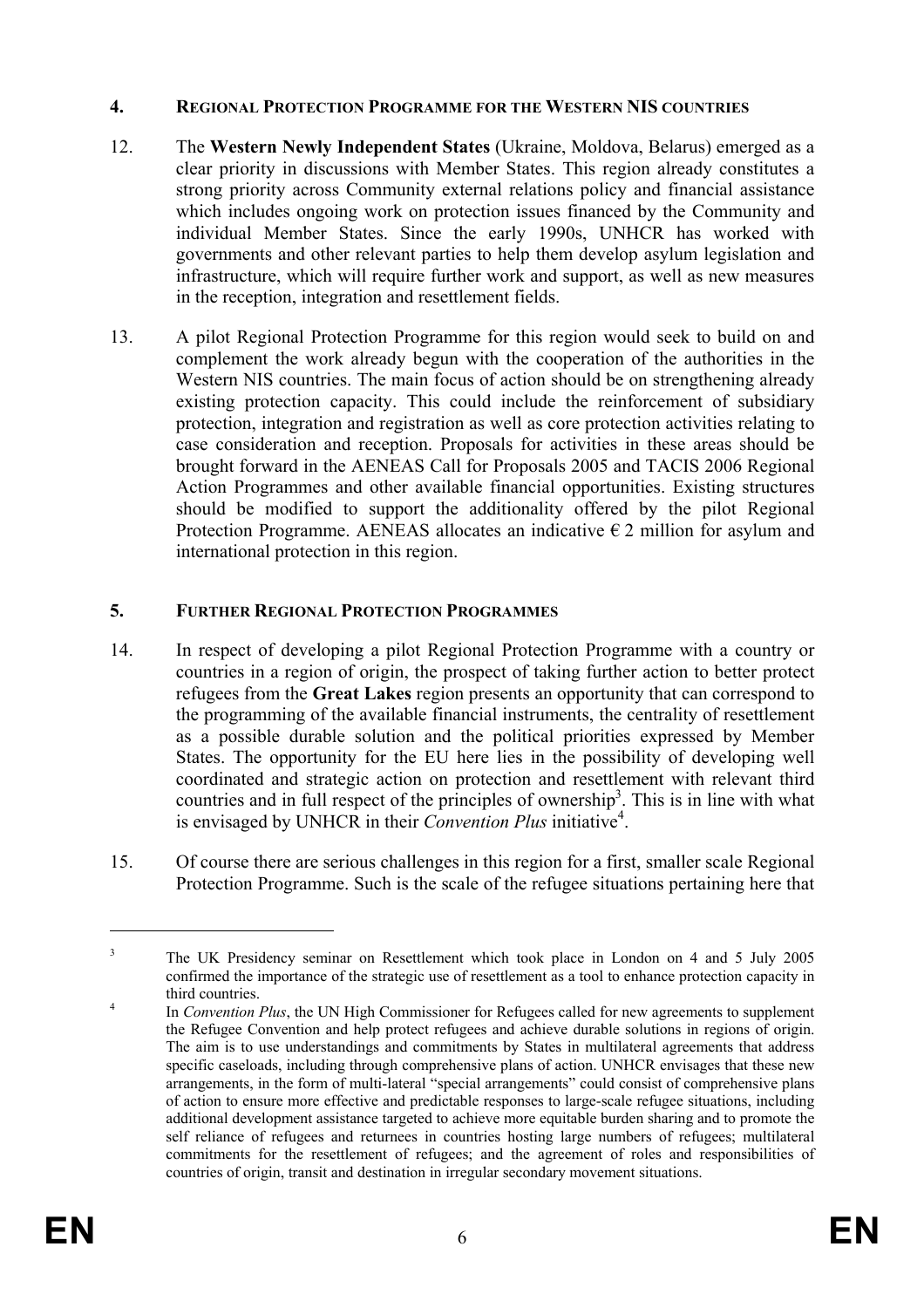## 4. REGIONAL PROTECTION PROGRAMME FOR THE WESTERN NIS COUNTRIES

12. The **Western Newly Independent States** (Ukraine, Moldova, Belarus) emerged as a clear priority in discussions with Member States. This region already constitutes a strong priority across Community external relations policy and financial assistance which includes ongoing work on protection issues financed by the Community and individual Member States. Since the early 1990s, UNHCR has worked with governments and other relevant parties to help them develop asylum legislation and infrastructure, which will require further work and support, as well as new measures in the reception, integration and resettlement fields.

13. A pilot Regional Protection Programme for this region would seek to build on and complement the work already begun with the cooperation of the authorities in the Western NIS countries. The main focus of action should be on strengthening already existing protection capacity. This could include the reinforcement of subsidiary protection, integration and registration as well as core protection activities relating to case consideration and reception. Proposals for activities in these areas should be brought forward in the AENEAS Call for Proposals 2005 and TACIS 2006 Regional Action Programmes and other available financial opportunities. Existing structures should be modified to support the additionality offered by the pilot Regional Protection Programme. AENEAS allocates an indicative € 2 million for asylum and international protection in this region.

## 5. FURTHER REGIONAL PROTECTION PROGRAMMES

14. In respect of developing a pilot Regional Protection Programme with a country or countries in a region of origin, the prospect of taking further action to better protect refugees from the **Great Lakes** region presents an opportunity that can correspond to the programming of the available financial instruments, the centrality of resettlement as a possible durable solution and the political priorities expressed by Member States. The opportunity for the EU here lies in the possibility of developing well coordinated and strategic action on protection and resettlement with relevant third countries and in full respect of the principles of ownership[3]. This is in line with what is envisaged by UNHCR in their *Convention Plus* initiative[4].

15. Of course there are serious challenges in this region for a first, smaller scale Regional Protection Programme. Such is the scale of the refugee situations pertaining here that

---

[3] The UK Presidency seminar on Resettlement which took place in London on 4 and 5 July 2005 confirmed the importance of the strategic use of resettlement as a tool to enhance protection capacity in third countries.

[4] In *Convention Plus*, the UN High Commissioner for Refugees called for new agreements to supplement the Refugee Convention and help protect refugees and achieve durable solutions in regions of origin. The aim is to use understandings and commitments by States in multilateral agreements that address specific caseloads, including through comprehensive plans of action. UNHCR envisages that these new arrangements, in the form of multi-lateral "special arrangements" could consist of comprehensive plans of action to ensure more effective and predictable responses to large-scale refugee situations, including additional development assistance targeted to achieve more equitable burden sharing and to promote the self reliance of refugees and returnees in countries hosting large numbers of refugees; multilateral commitments for the resettlement of refugees; and the agreement of roles and responsibilities of countries of origin, transit and destination in irregular secondary movement situations.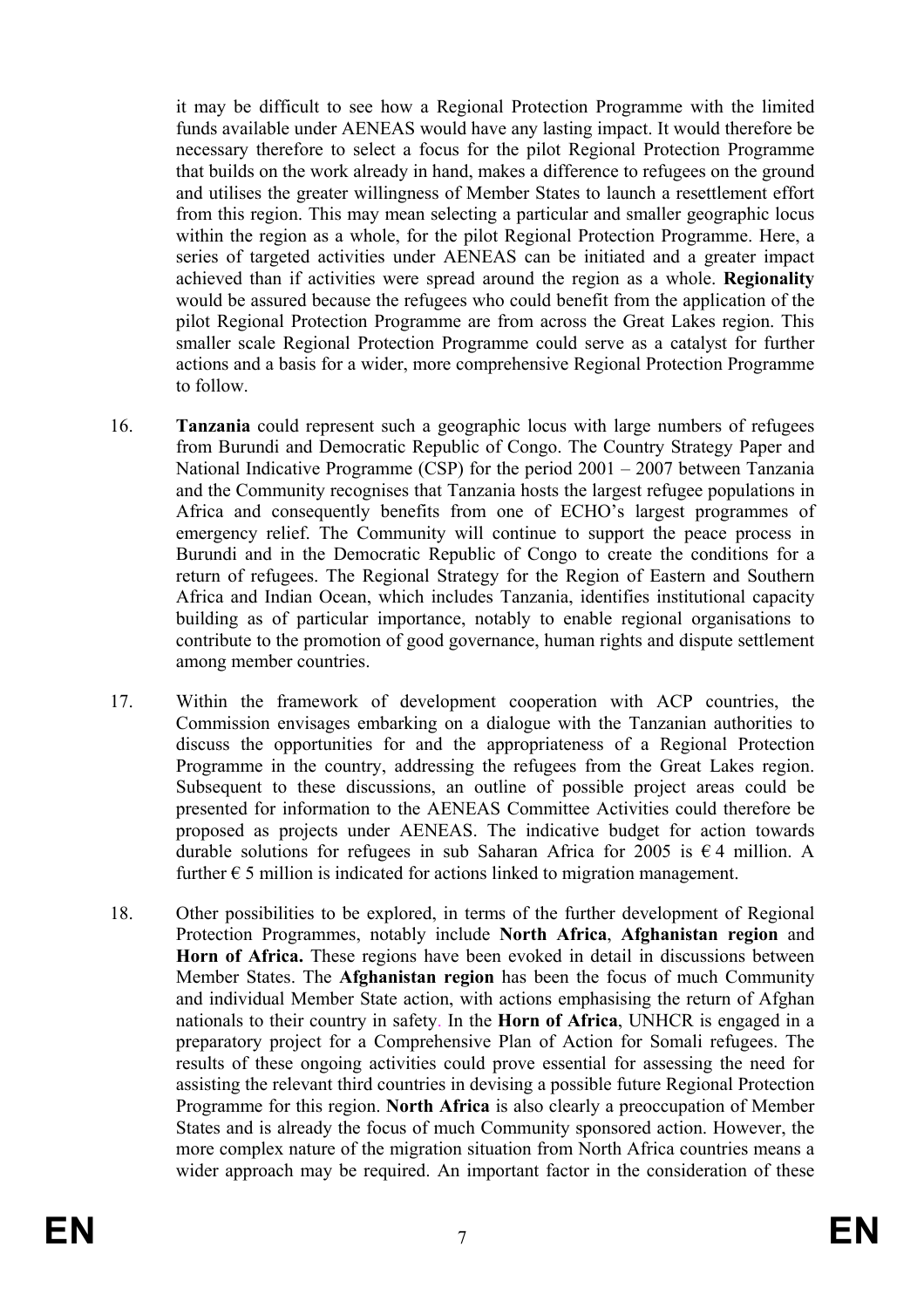it may be difficult to see how a Regional Protection Programme with the limited funds available under AENEAS would have any lasting impact. It would therefore be necessary therefore to select a focus for the pilot Regional Protection Programme that builds on the work already in hand, makes a difference to refugees on the ground and utilises the greater willingness of Member States to launch a resettlement effort from this region. This may mean selecting a particular and smaller geographic locus within the region as a whole, for the pilot Regional Protection Programme. Here, a series of targeted activities under AENEAS can be initiated and a greater impact achieved than if activities were spread around the region as a whole. **Regionality** would be assured because the refugees who could benefit from the application of the pilot Regional Protection Programme are from across the Great Lakes region. This smaller scale Regional Protection Programme could serve as a catalyst for further actions and a basis for a wider, more comprehensive Regional Protection Programme to follow.

16. **Tanzania** could represent such a geographic locus with large numbers of refugees from Burundi and Democratic Republic of Congo. The Country Strategy Paper and National Indicative Programme (CSP) for the period 2001 – 2007 between Tanzania and the Community recognises that Tanzania hosts the largest refugee populations in Africa and consequently benefits from one of ECHO's largest programmes of emergency relief. The Community will continue to support the peace process in Burundi and in the Democratic Republic of Congo to create the conditions for a return of refugees. The Regional Strategy for the Region of Eastern and Southern Africa and Indian Ocean, which includes Tanzania, identifies institutional capacity building as of particular importance, notably to enable regional organisations to contribute to the promotion of good governance, human rights and dispute settlement among member countries.

17. Within the framework of development cooperation with ACP countries, the Commission envisages embarking on a dialogue with the Tanzanian authorities to discuss the opportunities for and the appropriateness of a Regional Protection Programme in the country, addressing the refugees from the Great Lakes region. Subsequent to these discussions, an outline of possible project areas could be presented for information to the AENEAS Committee Activities could therefore be proposed as projects under AENEAS. The indicative budget for action towards durable solutions for refugees in sub Saharan Africa for 2005 is € 4 million. A further € 5 million is indicated for actions linked to migration management.

18. Other possibilities to be explored, in terms of the further development of Regional Protection Programmes, notably include **North Africa**, **Afghanistan region** and **Horn of Africa.** These regions have been evoked in detail in discussions between Member States. The **Afghanistan region** has been the focus of much Community and individual Member State action, with actions emphasising the return of Afghan nationals to their country in safety. In the **Horn of Africa**, UNHCR is engaged in a preparatory project for a Comprehensive Plan of Action for Somali refugees. The results of these ongoing activities could prove essential for assessing the need for assisting the relevant third countries in devising a possible future Regional Protection Programme for this region. **North Africa** is also clearly a preoccupation of Member States and is already the focus of much Community sponsored action. However, the more complex nature of the migration situation from North Africa countries means a wider approach may be required. An important factor in the consideration of these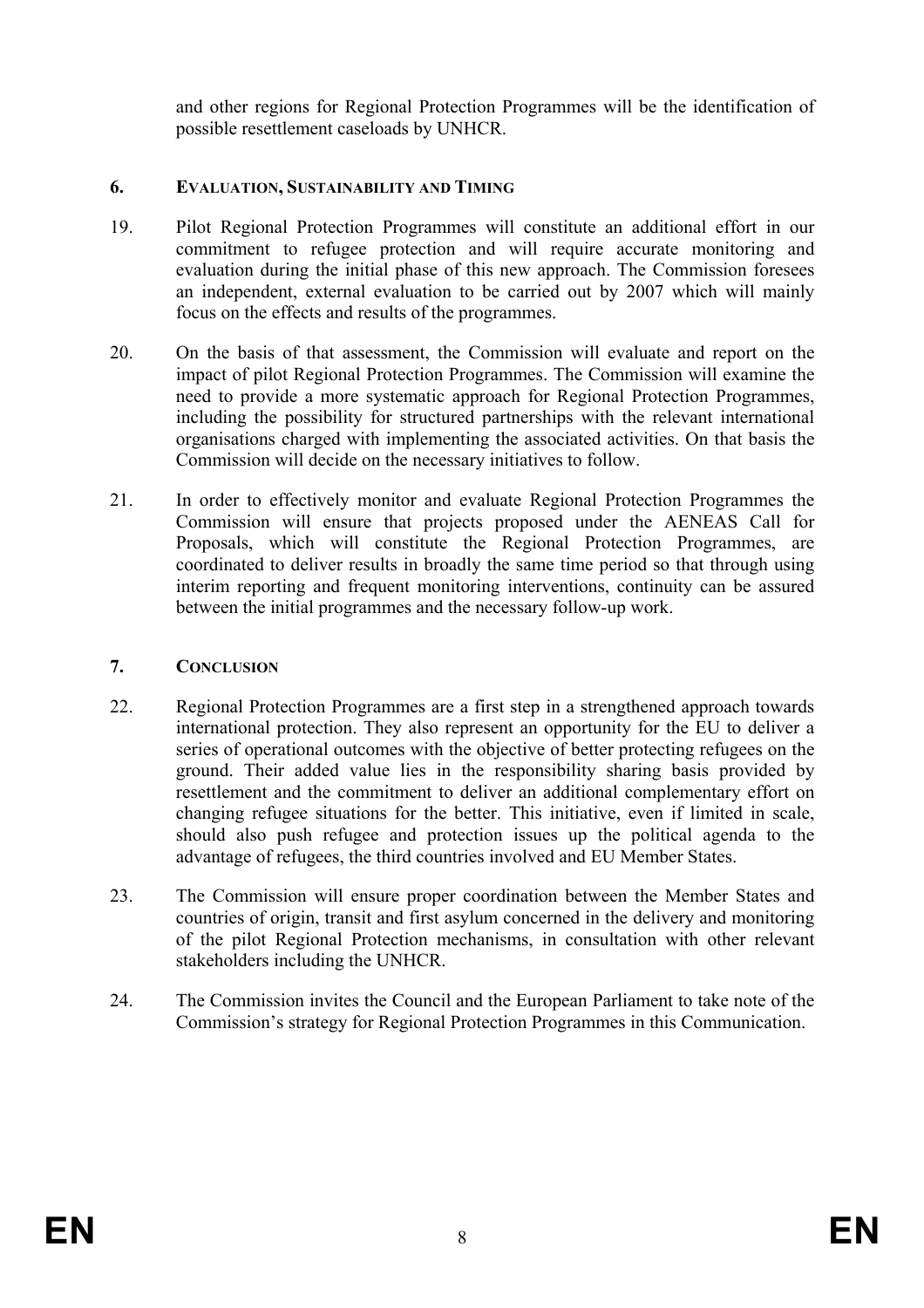and other regions for Regional Protection Programmes will be the identification of possible resettlement caseloads by UNHCR.

## 6. EVALUATION, SUSTAINABILITY AND TIMING

19. Pilot Regional Protection Programmes will constitute an additional effort in our commitment to refugee protection and will require accurate monitoring and evaluation during the initial phase of this new approach. The Commission foresees an independent, external evaluation to be carried out by 2007 which will mainly focus on the effects and results of the programmes.

20. On the basis of that assessment, the Commission will evaluate and report on the impact of pilot Regional Protection Programmes. The Commission will examine the need to provide a more systematic approach for Regional Protection Programmes, including the possibility for structured partnerships with the relevant international organisations charged with implementing the associated activities. On that basis the Commission will decide on the necessary initiatives to follow.

21. In order to effectively monitor and evaluate Regional Protection Programmes the Commission will ensure that projects proposed under the AENEAS Call for Proposals, which will constitute the Regional Protection Programmes, are coordinated to deliver results in broadly the same time period so that through using interim reporting and frequent monitoring interventions, continuity can be assured between the initial programmes and the necessary follow-up work.

## 7. CONCLUSION

22. Regional Protection Programmes are a first step in a strengthened approach towards international protection. They also represent an opportunity for the EU to deliver a series of operational outcomes with the objective of better protecting refugees on the ground. Their added value lies in the responsibility sharing basis provided by resettlement and the commitment to deliver an additional complementary effort on changing refugee situations for the better. This initiative, even if limited in scale, should also push refugee and protection issues up the political agenda to the advantage of refugees, the third countries involved and EU Member States.

23. The Commission will ensure proper coordination between the Member States and countries of origin, transit and first asylum concerned in the delivery and monitoring of the pilot Regional Protection mechanisms, in consultation with other relevant stakeholders including the UNHCR.

24. The Commission invites the Council and the European Parliament to take note of the Commission's strategy for Regional Protection Programmes in this Communication.